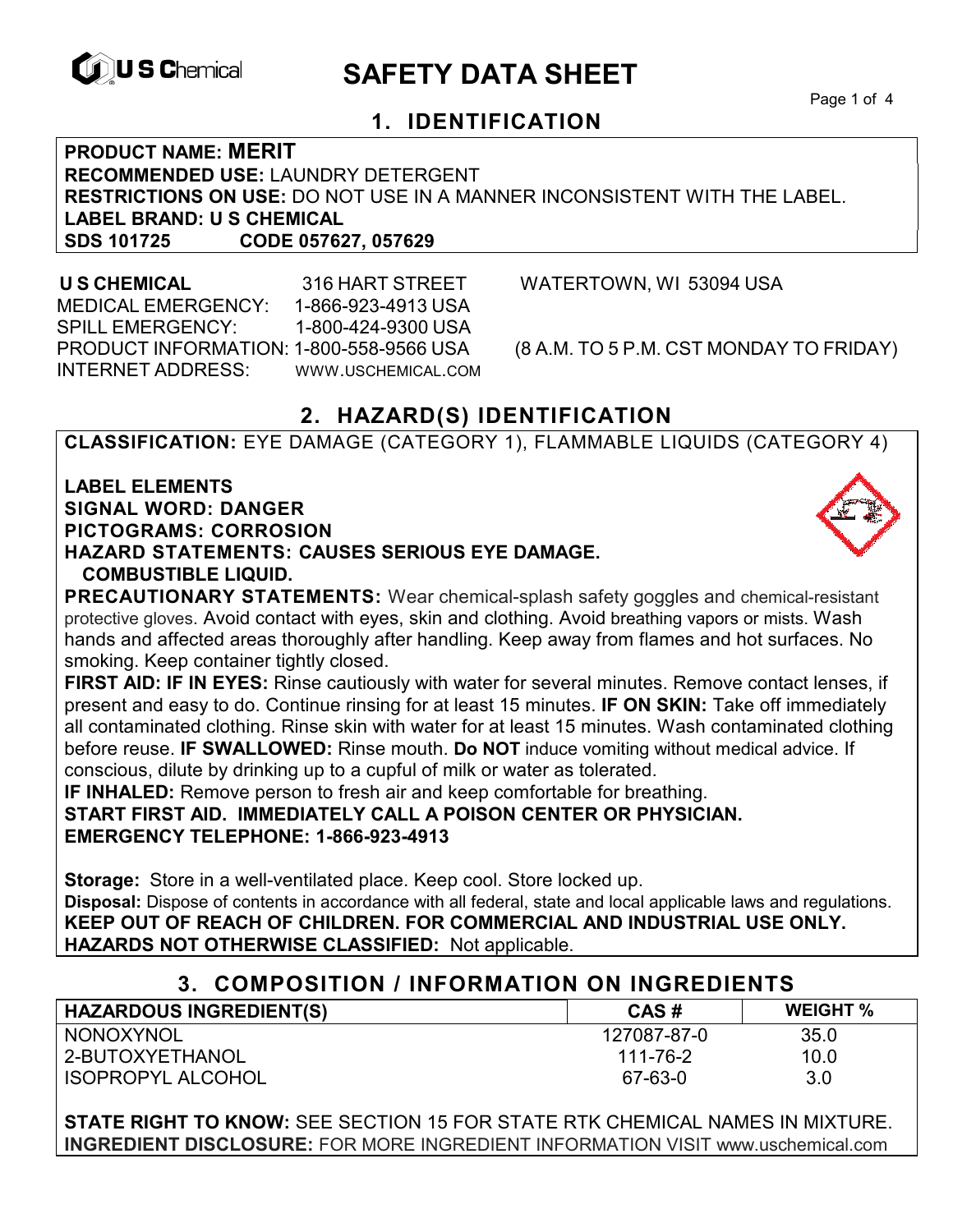# SAFETY DATA SHEET

## 1. IDENTIFICATION

**PRODUCT NAME: MERIT**
**RECOMMENDED USE:** LAUNDRY DETERGENT
**RESTRICTIONS ON USE:** DO NOT USE IN A MANNER INCONSISTENT WITH THE LABEL.
**LABEL BRAND: U S CHEMICAL**
**SDS 101725 CODE 057627, 057629**

**U S CHEMICAL** 316 HART STREET WATERTOWN, WI 53094 USA
MEDICAL EMERGENCY: 1-866-923-4913 USA
SPILL EMERGENCY: 1-800-424-9300 USA
PRODUCT INFORMATION: 1-800-558-9566 USA (8 A.M. TO 5 P.M. CST MONDAY TO FRIDAY)
INTERNET ADDRESS: WWW.USCHEMICAL.COM

## 2. HAZARD(S) IDENTIFICATION

**CLASSIFICATION:** EYE DAMAGE (CATEGORY 1), FLAMMABLE LIQUIDS (CATEGORY 4)

**LABEL ELEMENTS**
**SIGNAL WORD: DANGER**
**PICTOGRAMS: CORROSION**
**HAZARD STATEMENTS: CAUSES SERIOUS EYE DAMAGE. COMBUSTIBLE LIQUID.**

**PRECAUTIONARY STATEMENTS:** Wear chemical-splash safety goggles and chemical-resistant protective gloves. Avoid contact with eyes, skin and clothing. Avoid breathing vapors or mists. Wash hands and affected areas thoroughly after handling. Keep away from flames and hot surfaces. No smoking. Keep container tightly closed.

**FIRST AID: IF IN EYES:** Rinse cautiously with water for several minutes. Remove contact lenses, if present and easy to do. Continue rinsing for at least 15 minutes. **IF ON SKIN:** Take off immediately all contaminated clothing. Rinse skin with water for at least 15 minutes. Wash contaminated clothing before reuse. **IF SWALLOWED:** Rinse mouth. **Do NOT** induce vomiting without medical advice. If conscious, dilute by drinking up to a cupful of milk or water as tolerated.

**IF INHALED:** Remove person to fresh air and keep comfortable for breathing.

**START FIRST AID. IMMEDIATELY CALL A POISON CENTER OR PHYSICIAN.**
**EMERGENCY TELEPHONE: 1-866-923-4913**

**Storage:** Store in a well-ventilated place. Keep cool. Store locked up.
**Disposal:** Dispose of contents in accordance with all federal, state and local applicable laws and regulations.
**KEEP OUT OF REACH OF CHILDREN. FOR COMMERCIAL AND INDUSTRIAL USE ONLY.**
**HAZARDS NOT OTHERWISE CLASSIFIED:** Not applicable.

## 3. COMPOSITION / INFORMATION ON INGREDIENTS

| HAZARDOUS INGREDIENT(S) | CAS # | WEIGHT % |
|---|---|---|
| NONOXYNOL | 127087-87-0 | 35.0 |
| 2-BUTOXYETHANOL | 111-76-2 | 10.0 |
| ISOPROPYL ALCOHOL | 67-63-0 | 3.0 |

**STATE RIGHT TO KNOW:** SEE SECTION 15 FOR STATE RTK CHEMICAL NAMES IN MIXTURE.
**INGREDIENT DISCLOSURE:** FOR MORE INGREDIENT INFORMATION VISIT www.uschemical.com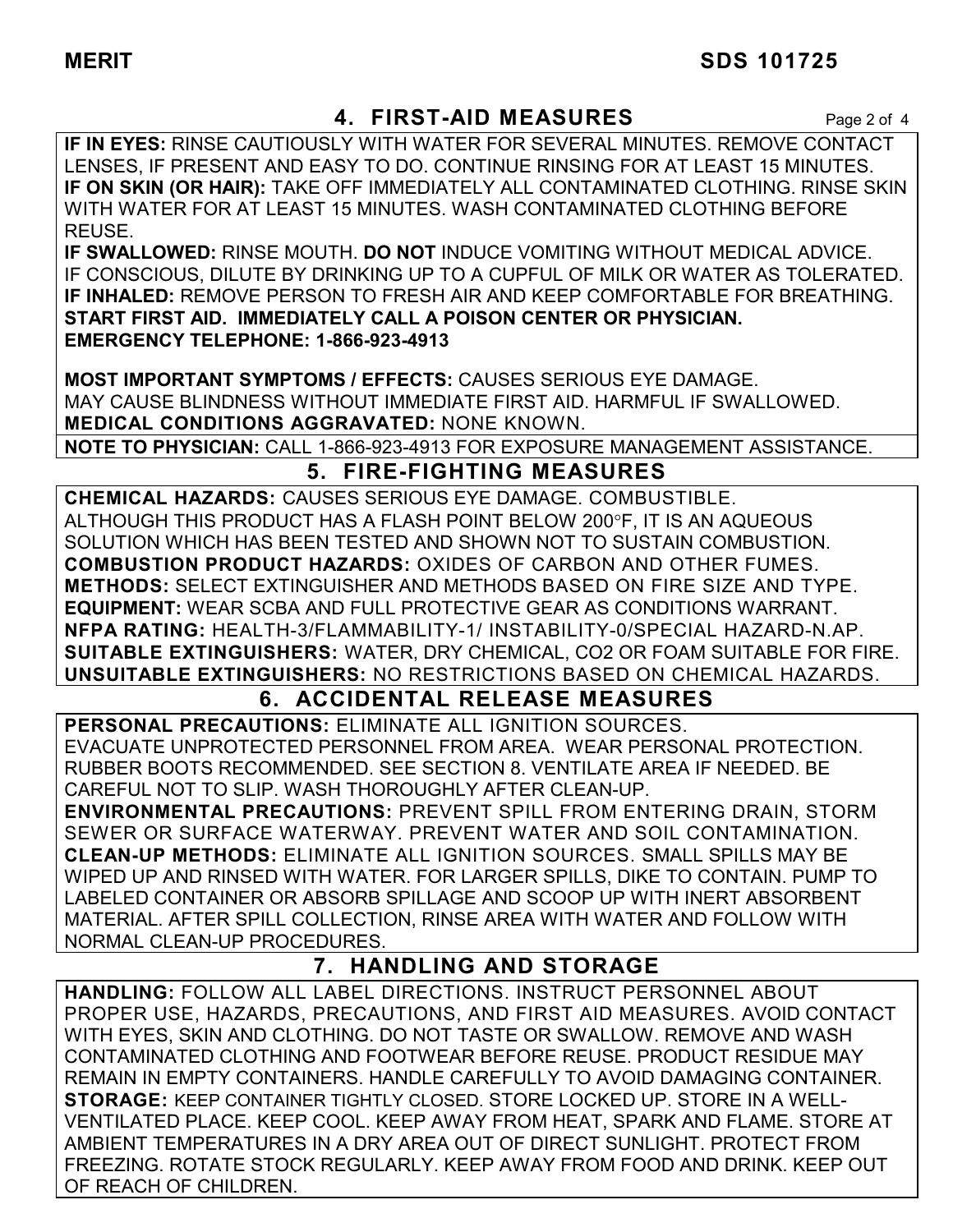## 4. FIRST-AID MEASURES

**IF IN EYES:** RINSE CAUTIOUSLY WITH WATER FOR SEVERAL MINUTES. REMOVE CONTACT LENSES, IF PRESENT AND EASY TO DO. CONTINUE RINSING FOR AT LEAST 15 MINUTES.
**IF ON SKIN (OR HAIR):** TAKE OFF IMMEDIATELY ALL CONTAMINATED CLOTHING. RINSE SKIN WITH WATER FOR AT LEAST 15 MINUTES. WASH CONTAMINATED CLOTHING BEFORE REUSE.
**IF SWALLOWED:** RINSE MOUTH. **DO NOT** INDUCE VOMITING WITHOUT MEDICAL ADVICE. IF CONSCIOUS, DILUTE BY DRINKING UP TO A CUPFUL OF MILK OR WATER AS TOLERATED.
**IF INHALED:** REMOVE PERSON TO FRESH AIR AND KEEP COMFORTABLE FOR BREATHING.
**START FIRST AID. IMMEDIATELY CALL A POISON CENTER OR PHYSICIAN.**
**EMERGENCY TELEPHONE: 1-866-923-4913**

**MOST IMPORTANT SYMPTOMS / EFFECTS:** CAUSES SERIOUS EYE DAMAGE. MAY CAUSE BLINDNESS WITHOUT IMMEDIATE FIRST AID. HARMFUL IF SWALLOWED.
**MEDICAL CONDITIONS AGGRAVATED:** NONE KNOWN.

**NOTE TO PHYSICIAN:** CALL 1-866-923-4913 FOR EXPOSURE MANAGEMENT ASSISTANCE.

## 5. FIRE-FIGHTING MEASURES

**CHEMICAL HAZARDS:** CAUSES SERIOUS EYE DAMAGE. COMBUSTIBLE. ALTHOUGH THIS PRODUCT HAS A FLASH POINT BELOW 200°F, IT IS AN AQUEOUS SOLUTION WHICH HAS BEEN TESTED AND SHOWN NOT TO SUSTAIN COMBUSTION.
**COMBUSTION PRODUCT HAZARDS:** OXIDES OF CARBON AND OTHER FUMES.
**METHODS:** SELECT EXTINGUISHER AND METHODS BASED ON FIRE SIZE AND TYPE.
**EQUIPMENT:** WEAR SCBA AND FULL PROTECTIVE GEAR AS CONDITIONS WARRANT.
**NFPA RATING:** HEALTH-3/FLAMMABILITY-1/ INSTABILITY-0/SPECIAL HAZARD-N.AP.
**SUITABLE EXTINGUISHERS:** WATER, DRY CHEMICAL, $CO_2$ OR FOAM SUITABLE FOR FIRE.
**UNSUITABLE EXTINGUISHERS:** NO RESTRICTIONS BASED ON CHEMICAL HAZARDS.

## 6. ACCIDENTAL RELEASE MEASURES

**PERSONAL PRECAUTIONS:** ELIMINATE ALL IGNITION SOURCES. EVACUATE UNPROTECTED PERSONNEL FROM AREA. WEAR PERSONAL PROTECTION. RUBBER BOOTS RECOMMENDED. SEE SECTION 8. VENTILATE AREA IF NEEDED. BE CAREFUL NOT TO SLIP. WASH THOROUGHLY AFTER CLEAN-UP.
**ENVIRONMENTAL PRECAUTIONS:** PREVENT SPILL FROM ENTERING DRAIN, STORM SEWER OR SURFACE WATERWAY. PREVENT WATER AND SOIL CONTAMINATION.
**CLEAN-UP METHODS:** ELIMINATE ALL IGNITION SOURCES. SMALL SPILLS MAY BE WIPED UP AND RINSED WITH WATER. FOR LARGER SPILLS, DIKE TO CONTAIN. PUMP TO LABELED CONTAINER OR ABSORB SPILLAGE AND SCOOP UP WITH INERT ABSORBENT MATERIAL. AFTER SPILL COLLECTION, RINSE AREA WITH WATER AND FOLLOW WITH NORMAL CLEAN-UP PROCEDURES.

## 7. HANDLING AND STORAGE

**HANDLING:** FOLLOW ALL LABEL DIRECTIONS. INSTRUCT PERSONNEL ABOUT PROPER USE, HAZARDS, PRECAUTIONS, AND FIRST AID MEASURES. AVOID CONTACT WITH EYES, SKIN AND CLOTHING. DO NOT TASTE OR SWALLOW. REMOVE AND WASH CONTAMINATED CLOTHING AND FOOTWEAR BEFORE REUSE. PRODUCT RESIDUE MAY REMAIN IN EMPTY CONTAINERS. HANDLE CAREFULLY TO AVOID DAMAGING CONTAINER.
**STORAGE:** KEEP CONTAINER TIGHTLY CLOSED. STORE LOCKED UP. STORE IN A WELL-VENTILATED PLACE. KEEP COOL. KEEP AWAY FROM HEAT, SPARK AND FLAME. STORE AT AMBIENT TEMPERATURES IN A DRY AREA OUT OF DIRECT SUNLIGHT. PROTECT FROM FREEZING. ROTATE STOCK REGULARLY. KEEP AWAY FROM FOOD AND DRINK. KEEP OUT OF REACH OF CHILDREN.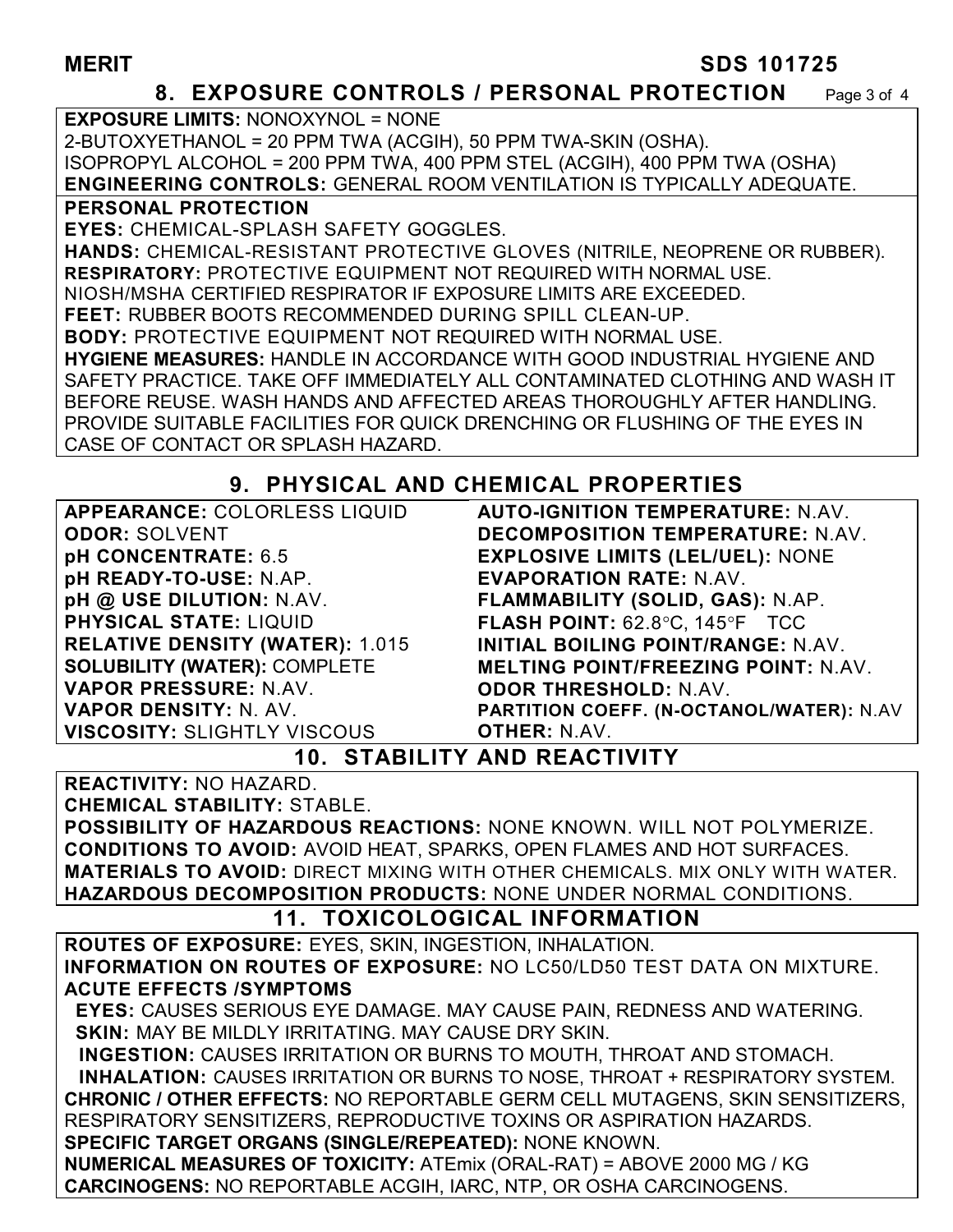## 8. EXPOSURE CONTROLS / PERSONAL PROTECTION

**EXPOSURE LIMITS:** NONOXYNOL = NONE
2-BUTOXYETHANOL = 20 PPM TWA (ACGIH), 50 PPM TWA-SKIN (OSHA).
ISOPROPYL ALCOHOL = 200 PPM TWA, 400 PPM STEL (ACGIH), 400 PPM TWA (OSHA)
**ENGINEERING CONTROLS:** GENERAL ROOM VENTILATION IS TYPICALLY ADEQUATE.

**PERSONAL PROTECTION**
**EYES:** CHEMICAL-SPLASH SAFETY GOGGLES.
**HANDS:** CHEMICAL-RESISTANT PROTECTIVE GLOVES (NITRILE, NEOPRENE OR RUBBER).
**RESPIRATORY:** PROTECTIVE EQUIPMENT NOT REQUIRED WITH NORMAL USE.
NIOSH/MSHA CERTIFIED RESPIRATOR IF EXPOSURE LIMITS ARE EXCEEDED.
**FEET:** RUBBER BOOTS RECOMMENDED DURING SPILL CLEAN-UP.
**BODY:** PROTECTIVE EQUIPMENT NOT REQUIRED WITH NORMAL USE.
**HYGIENE MEASURES:** HANDLE IN ACCORDANCE WITH GOOD INDUSTRIAL HYGIENE AND SAFETY PRACTICE. TAKE OFF IMMEDIATELY ALL CONTAMINATED CLOTHING AND WASH IT BEFORE REUSE. WASH HANDS AND AFFECTED AREAS THOROUGHLY AFTER HANDLING. PROVIDE SUITABLE FACILITIES FOR QUICK DRENCHING OR FLUSHING OF THE EYES IN CASE OF CONTACT OR SPLASH HAZARD.

## 9. PHYSICAL AND CHEMICAL PROPERTIES

**APPEARANCE:** COLORLESS LIQUID
**ODOR:** SOLVENT
**pH CONCENTRATE:** 6.5
**pH READY-TO-USE:** N.AP.
**pH @ USE DILUTION:** N.AV.
**PHYSICAL STATE:** LIQUID
**RELATIVE DENSITY (WATER):** 1.015
**SOLUBILITY (WATER):** COMPLETE
**VAPOR PRESSURE:** N.AV.
**VAPOR DENSITY:** N. AV.
**VISCOSITY:** SLIGHTLY VISCOUS
**AUTO-IGNITION TEMPERATURE:** N.AV.
**DECOMPOSITION TEMPERATURE:** N.AV.
**EXPLOSIVE LIMITS (LEL/UEL):** NONE
**EVAPORATION RATE:** N.AV.
**FLAMMABILITY (SOLID, GAS):** N.AP.
**FLASH POINT:** 62.8°C, 145°F TCC
**INITIAL BOILING POINT/RANGE:** N.AV.
**MELTING POINT/FREEZING POINT:** N.AV.
**ODOR THRESHOLD:** N.AV.
**PARTITION COEFF. (N-OCTANOL/WATER):** N.AV
**OTHER:** N.AV.

## 10. STABILITY AND REACTIVITY

**REACTIVITY:** NO HAZARD.
**CHEMICAL STABILITY:** STABLE.
**POSSIBILITY OF HAZARDOUS REACTIONS:** NONE KNOWN. WILL NOT POLYMERIZE.
**CONDITIONS TO AVOID:** AVOID HEAT, SPARKS, OPEN FLAMES AND HOT SURFACES.
**MATERIALS TO AVOID:** DIRECT MIXING WITH OTHER CHEMICALS. MIX ONLY WITH WATER.
**HAZARDOUS DECOMPOSITION PRODUCTS:** NONE UNDER NORMAL CONDITIONS.

## 11. TOXICOLOGICAL INFORMATION

**ROUTES OF EXPOSURE:** EYES, SKIN, INGESTION, INHALATION.
**INFORMATION ON ROUTES OF EXPOSURE:** NO LC50/LD50 TEST DATA ON MIXTURE.
**ACUTE EFFECTS /SYMPTOMS**
**EYES:** CAUSES SERIOUS EYE DAMAGE. MAY CAUSE PAIN, REDNESS AND WATERING.
**SKIN:** MAY BE MILDLY IRRITATING. MAY CAUSE DRY SKIN.
**INGESTION:** CAUSES IRRITATION OR BURNS TO MOUTH, THROAT AND STOMACH.
**INHALATION:** CAUSES IRRITATION OR BURNS TO NOSE, THROAT + RESPIRATORY SYSTEM.
**CHRONIC / OTHER EFFECTS:** NO REPORTABLE GERM CELL MUTAGENS, SKIN SENSITIZERS, RESPIRATORY SENSITIZERS, REPRODUCTIVE TOXINS OR ASPIRATION HAZARDS.
**SPECIFIC TARGET ORGANS (SINGLE/REPEATED):** NONE KNOWN.
**NUMERICAL MEASURES OF TOXICITY:** ATEmix (ORAL-RAT) = ABOVE 2000 MG / KG
**CARCINOGENS:** NO REPORTABLE ACGIH, IARC, NTP, OR OSHA CARCINOGENS.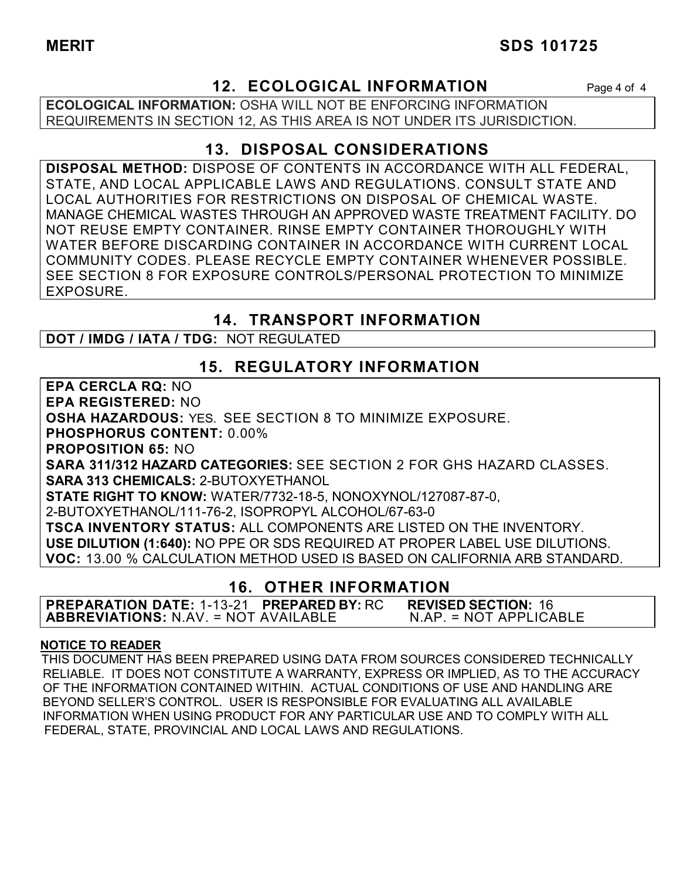## 12. ECOLOGICAL INFORMATION

**ECOLOGICAL INFORMATION:** OSHA WILL NOT BE ENFORCING INFORMATION REQUIREMENTS IN SECTION 12, AS THIS AREA IS NOT UNDER ITS JURISDICTION.

## 13. DISPOSAL CONSIDERATIONS

**DISPOSAL METHOD:** DISPOSE OF CONTENTS IN ACCORDANCE WITH ALL FEDERAL, STATE, AND LOCAL APPLICABLE LAWS AND REGULATIONS. CONSULT STATE AND LOCAL AUTHORITIES FOR RESTRICTIONS ON DISPOSAL OF CHEMICAL WASTE. MANAGE CHEMICAL WASTES THROUGH AN APPROVED WASTE TREATMENT FACILITY. DO NOT REUSE EMPTY CONTAINER. RINSE EMPTY CONTAINER THOROUGHLY WITH WATER BEFORE DISCARDING CONTAINER IN ACCORDANCE WITH CURRENT LOCAL COMMUNITY CODES. PLEASE RECYCLE EMPTY CONTAINER WHENEVER POSSIBLE. SEE SECTION 8 FOR EXPOSURE CONTROLS/PERSONAL PROTECTION TO MINIMIZE EXPOSURE.

## 14. TRANSPORT INFORMATION

**DOT / IMDG / IATA / TDG:** NOT REGULATED

## 15. REGULATORY INFORMATION

**EPA CERCLA RQ:** NO
**EPA REGISTERED:** NO
**OSHA HAZARDOUS:** YES. SEE SECTION 8 TO MINIMIZE EXPOSURE.
**PHOSPHORUS CONTENT:** 0.00%
**PROPOSITION 65:** NO
**SARA 311/312 HAZARD CATEGORIES:** SEE SECTION 2 FOR GHS HAZARD CLASSES.
**SARA 313 CHEMICALS:** 2-BUTOXYETHANOL
**STATE RIGHT TO KNOW:** WATER/7732-18-5, NONOXYNOL/127087-87-0, 2-BUTOXYETHANOL/111-76-2, ISOPROPYL ALCOHOL/67-63-0
**TSCA INVENTORY STATUS:** ALL COMPONENTS ARE LISTED ON THE INVENTORY.
**USE DILUTION (1:640):** NO PPE OR SDS REQUIRED AT PROPER LABEL USE DILUTIONS.
**VOC:** 13.00 % CALCULATION METHOD USED IS BASED ON CALIFORNIA ARB STANDARD.

## 16. OTHER INFORMATION

**PREPARATION DATE:** 1-13-21 **PREPARED BY:** RC **REVISED SECTION:** 16
**ABBREVIATIONS:** N.AV. = NOT AVAILABLE N.AP. = NOT APPLICABLE

**NOTICE TO READER**

THIS DOCUMENT HAS BEEN PREPARED USING DATA FROM SOURCES CONSIDERED TECHNICALLY RELIABLE. IT DOES NOT CONSTITUTE A WARRANTY, EXPRESS OR IMPLIED, AS TO THE ACCURACY OF THE INFORMATION CONTAINED WITHIN. ACTUAL CONDITIONS OF USE AND HANDLING ARE BEYOND SELLER'S CONTROL. USER IS RESPONSIBLE FOR EVALUATING ALL AVAILABLE INFORMATION WHEN USING PRODUCT FOR ANY PARTICULAR USE AND TO COMPLY WITH ALL FEDERAL, STATE, PROVINCIAL AND LOCAL LAWS AND REGULATIONS.